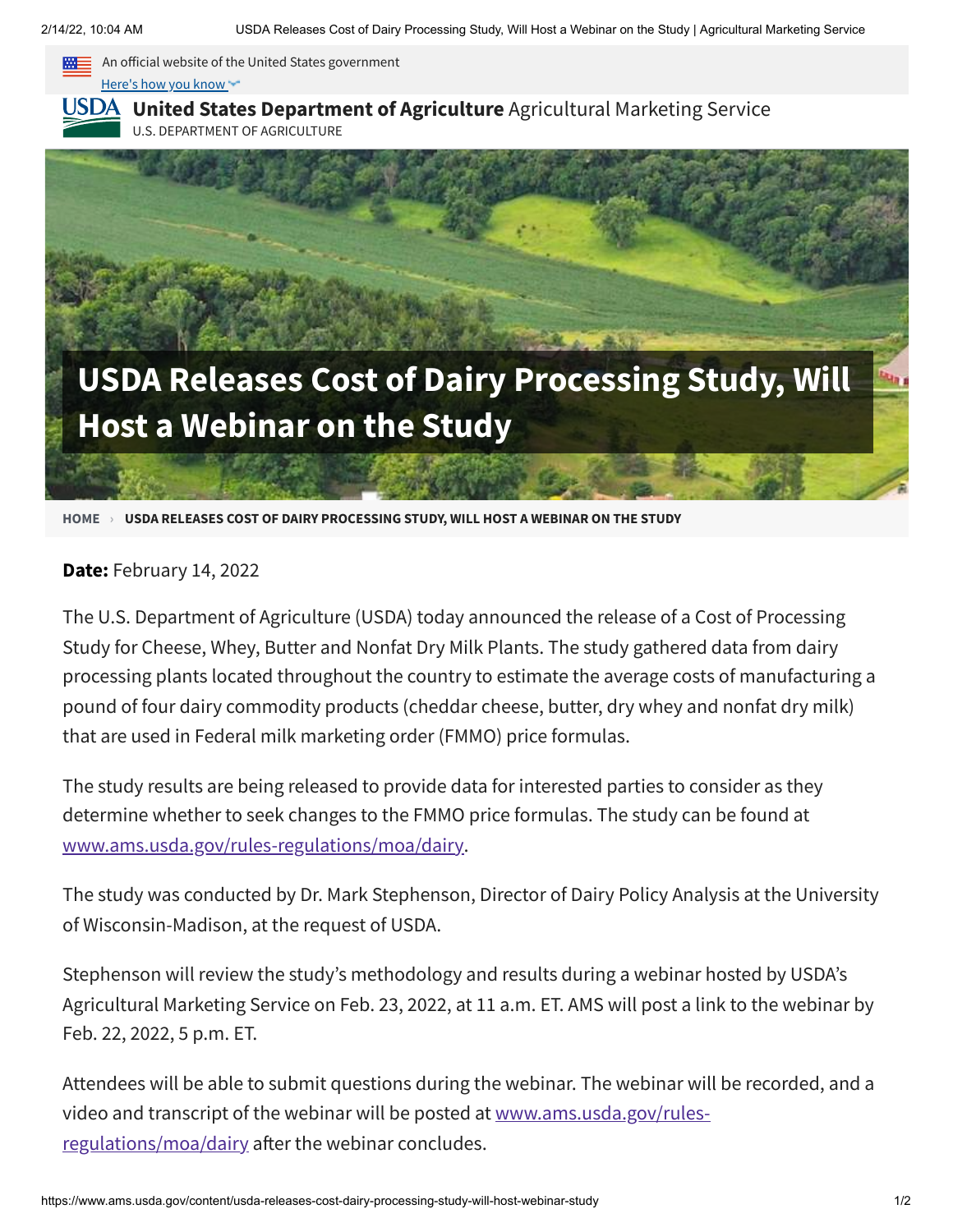An official website of the United States government

Here's how you know

**United States Department of Agriculture** Agricultural Marketing Service

U.S. DEPARTMENT OF AGRICULTURE

# USDA Releases Cost of Dairy Processing Study, Will Host a Webinar on the Study

HOME › USDA RELEASES COST OF DAIRY PROCESSING STUDY, WILL HOST A WEBINAR ON THE STUDY

**Date:** February 14, 2022

The U.S. Department of Agriculture (USDA) today announced the release of a Cost of Processing Study for Cheese, Whey, Butter and Nonfat Dry Milk Plants. The study gathered data from dairy processing plants located throughout the country to estimate the average costs of manufacturing a pound of four dairy commodity products (cheddar cheese, butter, dry whey and nonfat dry milk) that are used in Federal milk marketing order (FMMO) price formulas.

The study results are being released to provide data for interested parties to consider as they determine whether to seek changes to the FMMO price formulas. The study can be found at www.ams.usda.gov/rules-regulations/moa/dairy.

The study was conducted by Dr. Mark Stephenson, Director of Dairy Policy Analysis at the University of Wisconsin-Madison, at the request of USDA.

Stephenson will review the study's methodology and results during a webinar hosted by USDA's Agricultural Marketing Service on Feb. 23, 2022, at 11 a.m. ET. AMS will post a link to the webinar by Feb. 22, 2022, 5 p.m. ET.

Attendees will be able to submit questions during the webinar. The webinar will be recorded, and a video and transcript of the webinar will be posted at www.ams.usda.gov/rules-regulations/moa/dairy after the webinar concludes.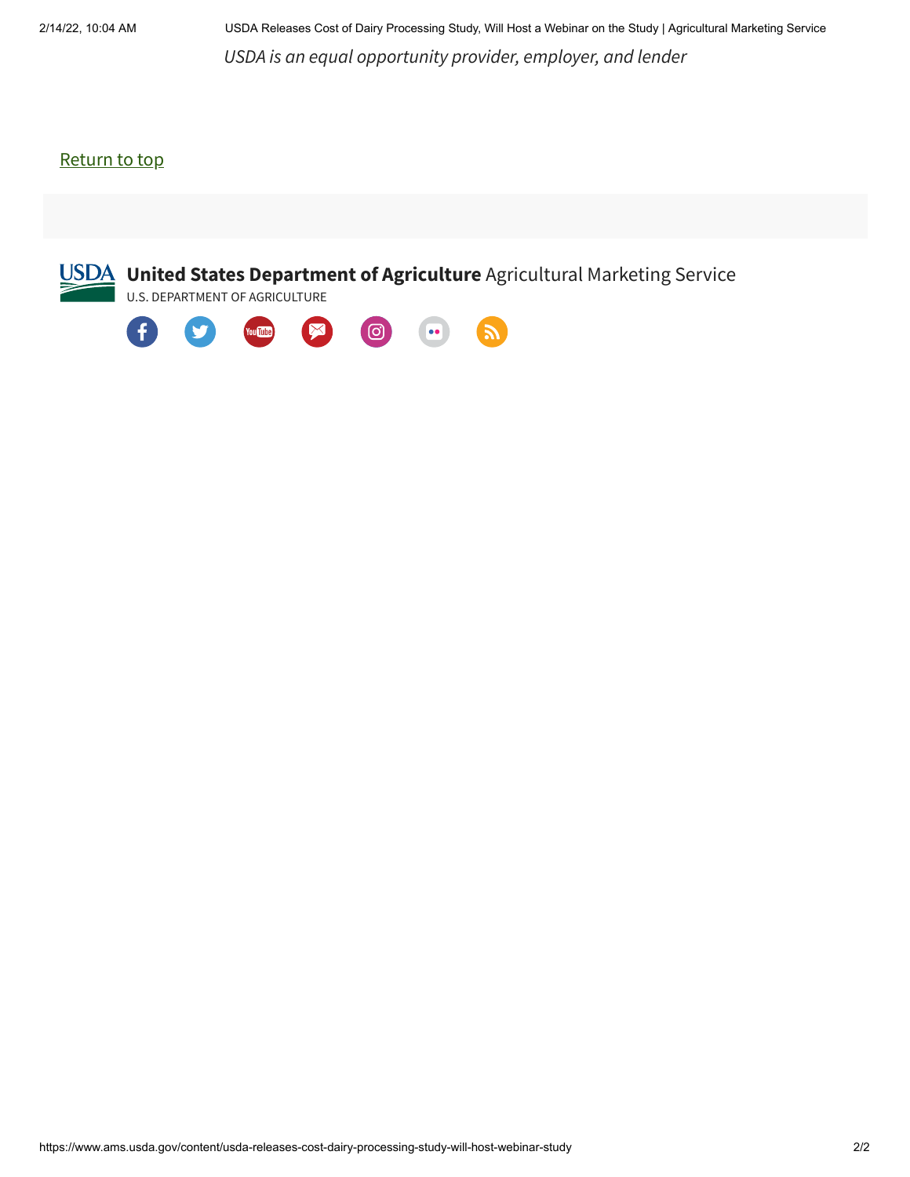*USDA is an equal opportunity provider, employer, and lender*

Return to top

**United States Department of Agriculture** Agricultural Marketing Service

U.S. DEPARTMENT OF AGRICULTURE